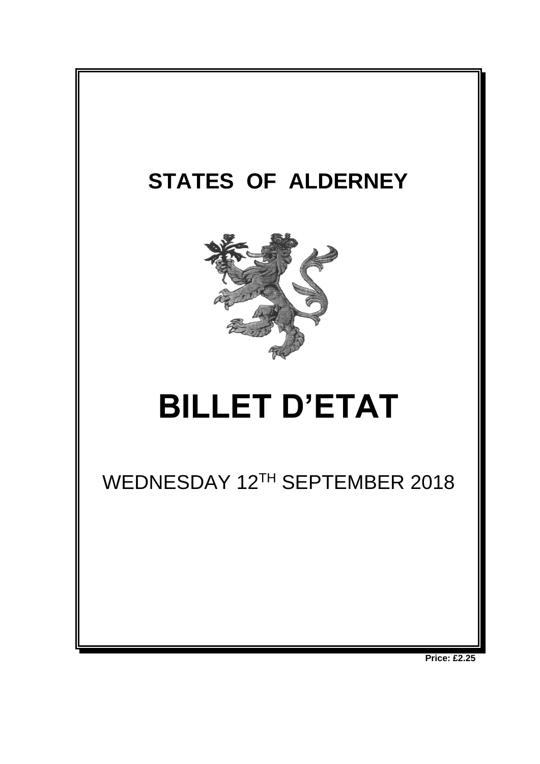# STATES OF ALDERNEY

# BILLET D'ETAT

WEDNESDAY 12TH SEPTEMBER 2018

**Price: £2.25**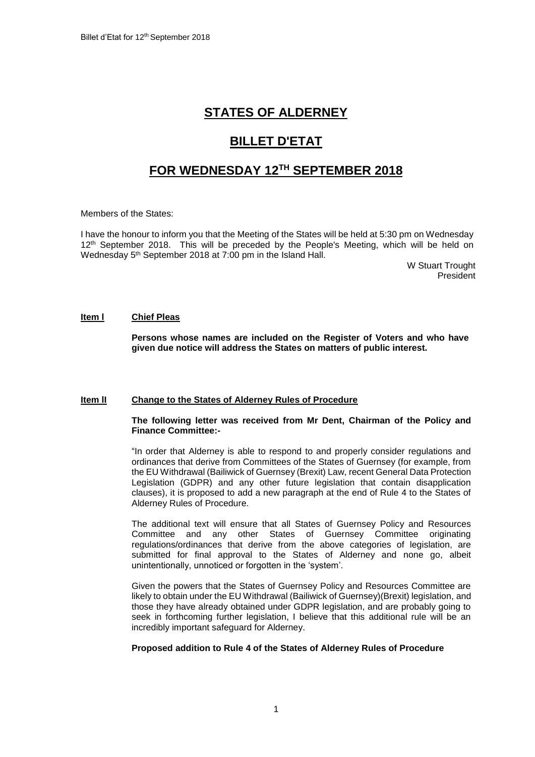# STATES OF ALDERNEY

# BILLET D'ETAT

# FOR WEDNESDAY 12TH SEPTEMBER 2018

Members of the States:

I have the honour to inform you that the Meeting of the States will be held at 5:30 pm on Wednesday 12th September 2018. This will be preceded by the People's Meeting, which will be held on Wednesday 5th September 2018 at 7:00 pm in the Island Hall.

W Stuart Trought
President

**Item l** **Chief Pleas**

**Persons whose names are included on the Register of Voters and who have given due notice will address the States on matters of public interest.**

**Item ll** **Change to the States of Alderney Rules of Procedure**

**The following letter was received from Mr Dent, Chairman of the Policy and Finance Committee:-**

"In order that Alderney is able to respond to and properly consider regulations and ordinances that derive from Committees of the States of Guernsey (for example, from the EU Withdrawal (Bailiwick of Guernsey (Brexit) Law, recent General Data Protection Legislation (GDPR) and any other future legislation that contain disapplication clauses), it is proposed to add a new paragraph at the end of Rule 4 to the States of Alderney Rules of Procedure.

The additional text will ensure that all States of Guernsey Policy and Resources Committee and any other States of Guernsey Committee originating regulations/ordinances that derive from the above categories of legislation, are submitted for final approval to the States of Alderney and none go, albeit unintentionally, unnoticed or forgotten in the 'system'.

Given the powers that the States of Guernsey Policy and Resources Committee are likely to obtain under the EU Withdrawal (Bailiwick of Guernsey)(Brexit) legislation, and those they have already obtained under GDPR legislation, and are probably going to seek in forthcoming further legislation, I believe that this additional rule will be an incredibly important safeguard for Alderney.

**Proposed addition to Rule 4 of the States of Alderney Rules of Procedure**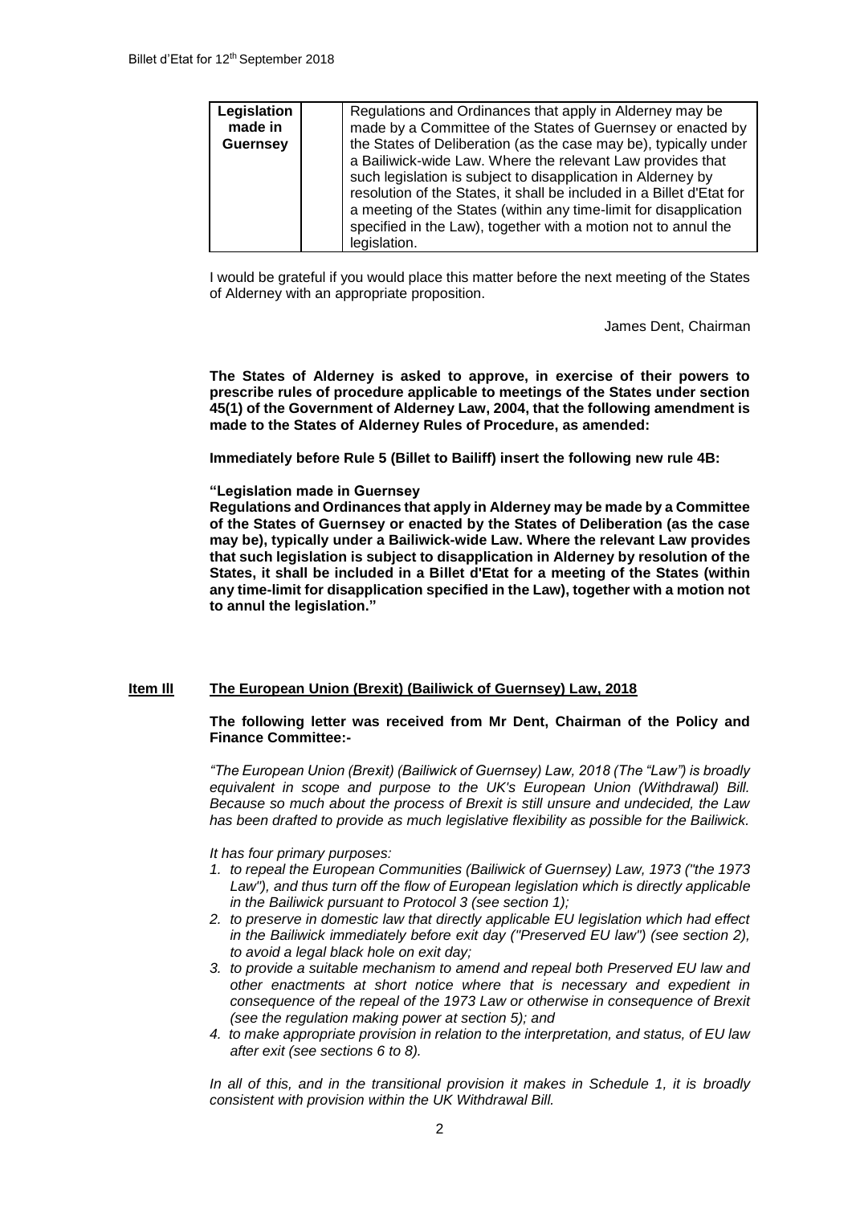| Legislation made in Guernsey | | Regulations and Ordinances that apply in Alderney may be made by a Committee of the States of Guernsey or enacted by the States of Deliberation (as the case may be), typically under a Bailiwick-wide Law. Where the relevant Law provides that such legislation is subject to disapplication in Alderney by resolution of the States, it shall be included in a Billet d'Etat for a meeting of the States (within any time-limit for disapplication specified in the Law), together with a motion not to annul the legislation. |
|---|---|---|

I would be grateful if you would place this matter before the next meeting of the States of Alderney with an appropriate proposition.

James Dent, Chairman

**The States of Alderney is asked to approve, in exercise of their powers to prescribe rules of procedure applicable to meetings of the States under section 45(1) of the Government of Alderney Law, 2004, that the following amendment is made to the States of Alderney Rules of Procedure, as amended:**

**Immediately before Rule 5 (Billet to Bailiff) insert the following new rule 4B:**

**"Legislation made in Guernsey**
**Regulations and Ordinances that apply in Alderney may be made by a Committee of the States of Guernsey or enacted by the States of Deliberation (as the case may be), typically under a Bailiwick-wide Law. Where the relevant Law provides that such legislation is subject to disapplication in Alderney by resolution of the States, it shall be included in a Billet d'Etat for a meeting of the States (within any time-limit for disapplication specified in the Law), together with a motion not to annul the legislation."**

## Item III The European Union (Brexit) (Bailiwick of Guernsey) Law, 2018

**The following letter was received from Mr Dent, Chairman of the Policy and Finance Committee:-**

*"The European Union (Brexit) (Bailiwick of Guernsey) Law, 2018 (The "Law") is broadly equivalent in scope and purpose to the UK's European Union (Withdrawal) Bill. Because so much about the process of Brexit is still unsure and undecided, the Law has been drafted to provide as much legislative flexibility as possible for the Bailiwick.*

*It has four primary purposes:*

1. *to repeal the European Communities (Bailiwick of Guernsey) Law, 1973 ("the 1973 Law"), and thus turn off the flow of European legislation which is directly applicable in the Bailiwick pursuant to Protocol 3 (see section 1);*
2. *to preserve in domestic law that directly applicable EU legislation which had effect in the Bailiwick immediately before exit day ("Preserved EU law") (see section 2), to avoid a legal black hole on exit day;*
3. *to provide a suitable mechanism to amend and repeal both Preserved EU law and other enactments at short notice where that is necessary and expedient in consequence of the repeal of the 1973 Law or otherwise in consequence of Brexit (see the regulation making power at section 5); and*
4. *to make appropriate provision in relation to the interpretation, and status, of EU law after exit (see sections 6 to 8).*

*In all of this, and in the transitional provision it makes in Schedule 1, it is broadly consistent with provision within the UK Withdrawal Bill.*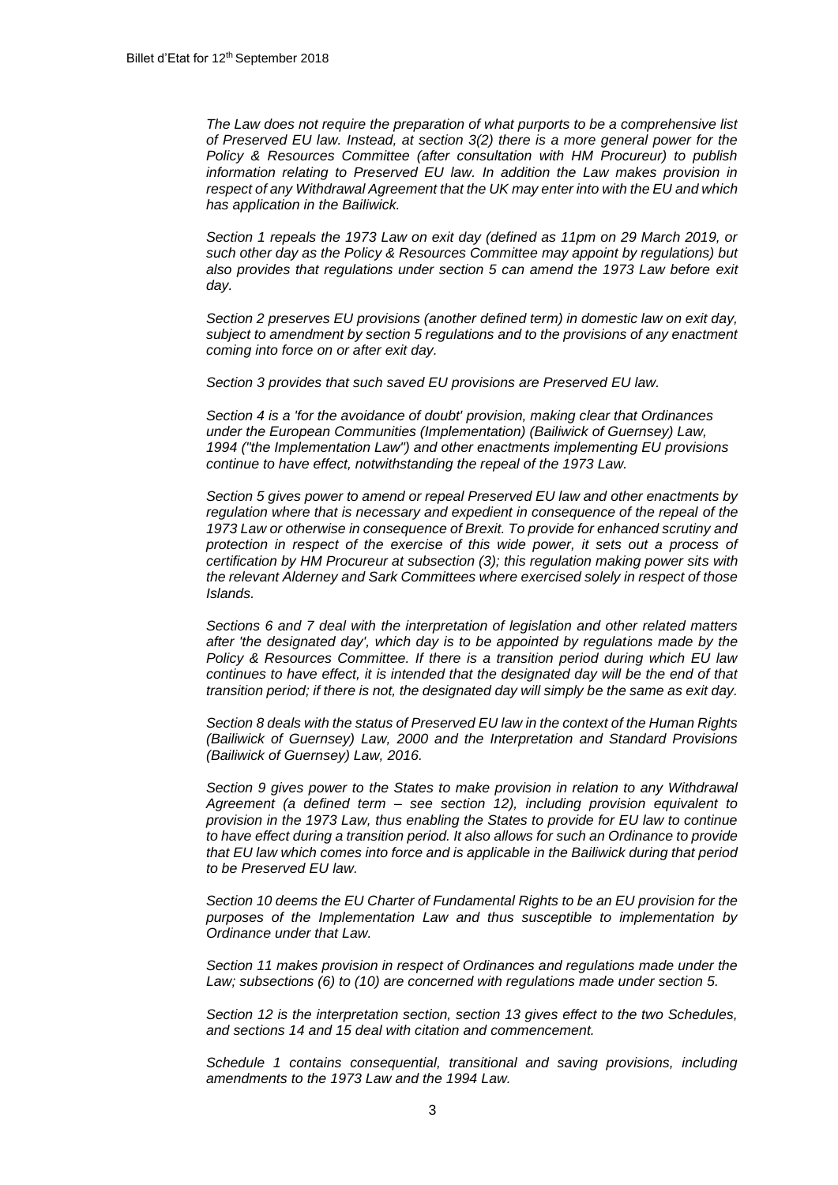*The Law does not require the preparation of what purports to be a comprehensive list of Preserved EU law. Instead, at section 3(2) there is a more general power for the Policy & Resources Committee (after consultation with HM Procureur) to publish information relating to Preserved EU law. In addition the Law makes provision in respect of any Withdrawal Agreement that the UK may enter into with the EU and which has application in the Bailiwick.*

*Section 1 repeals the 1973 Law on exit day (defined as 11pm on 29 March 2019, or such other day as the Policy & Resources Committee may appoint by regulations) but also provides that regulations under section 5 can amend the 1973 Law before exit day.*

*Section 2 preserves EU provisions (another defined term) in domestic law on exit day, subject to amendment by section 5 regulations and to the provisions of any enactment coming into force on or after exit day.*

*Section 3 provides that such saved EU provisions are Preserved EU law.*

*Section 4 is a 'for the avoidance of doubt' provision, making clear that Ordinances under the European Communities (Implementation) (Bailiwick of Guernsey) Law, 1994 ("the Implementation Law") and other enactments implementing EU provisions continue to have effect, notwithstanding the repeal of the 1973 Law.*

*Section 5 gives power to amend or repeal Preserved EU law and other enactments by regulation where that is necessary and expedient in consequence of the repeal of the 1973 Law or otherwise in consequence of Brexit. To provide for enhanced scrutiny and protection in respect of the exercise of this wide power, it sets out a process of certification by HM Procureur at subsection (3); this regulation making power sits with the relevant Alderney and Sark Committees where exercised solely in respect of those Islands.*

*Sections 6 and 7 deal with the interpretation of legislation and other related matters after 'the designated day', which day is to be appointed by regulations made by the Policy & Resources Committee. If there is a transition period during which EU law continues to have effect, it is intended that the designated day will be the end of that transition period; if there is not, the designated day will simply be the same as exit day.*

*Section 8 deals with the status of Preserved EU law in the context of the Human Rights (Bailiwick of Guernsey) Law, 2000 and the Interpretation and Standard Provisions (Bailiwick of Guernsey) Law, 2016.*

*Section 9 gives power to the States to make provision in relation to any Withdrawal Agreement (a defined term – see section 12), including provision equivalent to provision in the 1973 Law, thus enabling the States to provide for EU law to continue to have effect during a transition period. It also allows for such an Ordinance to provide that EU law which comes into force and is applicable in the Bailiwick during that period to be Preserved EU law.*

*Section 10 deems the EU Charter of Fundamental Rights to be an EU provision for the purposes of the Implementation Law and thus susceptible to implementation by Ordinance under that Law.*

*Section 11 makes provision in respect of Ordinances and regulations made under the Law; subsections (6) to (10) are concerned with regulations made under section 5.*

*Section 12 is the interpretation section, section 13 gives effect to the two Schedules, and sections 14 and 15 deal with citation and commencement.*

*Schedule 1 contains consequential, transitional and saving provisions, including amendments to the 1973 Law and the 1994 Law.*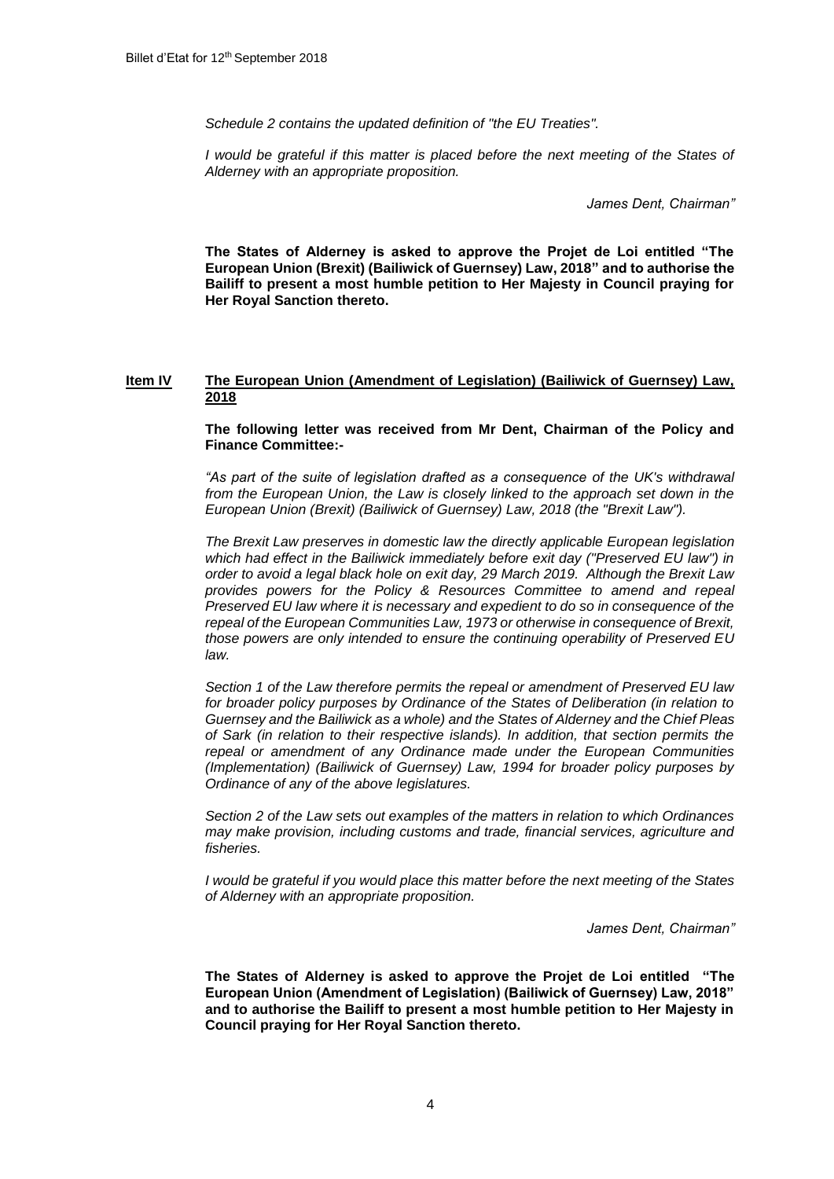*Schedule 2 contains the updated definition of "the EU Treaties".*

*I would be grateful if this matter is placed before the next meeting of the States of Alderney with an appropriate proposition.*

*James Dent, Chairman"*

**The States of Alderney is asked to approve the Projet de Loi entitled "The European Union (Brexit) (Bailiwick of Guernsey) Law, 2018" and to authorise the Bailiff to present a most humble petition to Her Majesty in Council praying for Her Royal Sanction thereto.**

## Item IV The European Union (Amendment of Legislation) (Bailiwick of Guernsey) Law, 2018

**The following letter was received from Mr Dent, Chairman of the Policy and Finance Committee:-**

*"As part of the suite of legislation drafted as a consequence of the UK's withdrawal from the European Union, the Law is closely linked to the approach set down in the European Union (Brexit) (Bailiwick of Guernsey) Law, 2018 (the "Brexit Law").*

*The Brexit Law preserves in domestic law the directly applicable European legislation which had effect in the Bailiwick immediately before exit day ("Preserved EU law") in order to avoid a legal black hole on exit day, 29 March 2019. Although the Brexit Law provides powers for the Policy & Resources Committee to amend and repeal Preserved EU law where it is necessary and expedient to do so in consequence of the repeal of the European Communities Law, 1973 or otherwise in consequence of Brexit, those powers are only intended to ensure the continuing operability of Preserved EU law.*

*Section 1 of the Law therefore permits the repeal or amendment of Preserved EU law for broader policy purposes by Ordinance of the States of Deliberation (in relation to Guernsey and the Bailiwick as a whole) and the States of Alderney and the Chief Pleas of Sark (in relation to their respective islands). In addition, that section permits the repeal or amendment of any Ordinance made under the European Communities (Implementation) (Bailiwick of Guernsey) Law, 1994 for broader policy purposes by Ordinance of any of the above legislatures.*

*Section 2 of the Law sets out examples of the matters in relation to which Ordinances may make provision, including customs and trade, financial services, agriculture and fisheries.*

*I would be grateful if you would place this matter before the next meeting of the States of Alderney with an appropriate proposition.*

*James Dent, Chairman"*

**The States of Alderney is asked to approve the Projet de Loi entitled "The European Union (Amendment of Legislation) (Bailiwick of Guernsey) Law, 2018" and to authorise the Bailiff to present a most humble petition to Her Majesty in Council praying for Her Royal Sanction thereto.**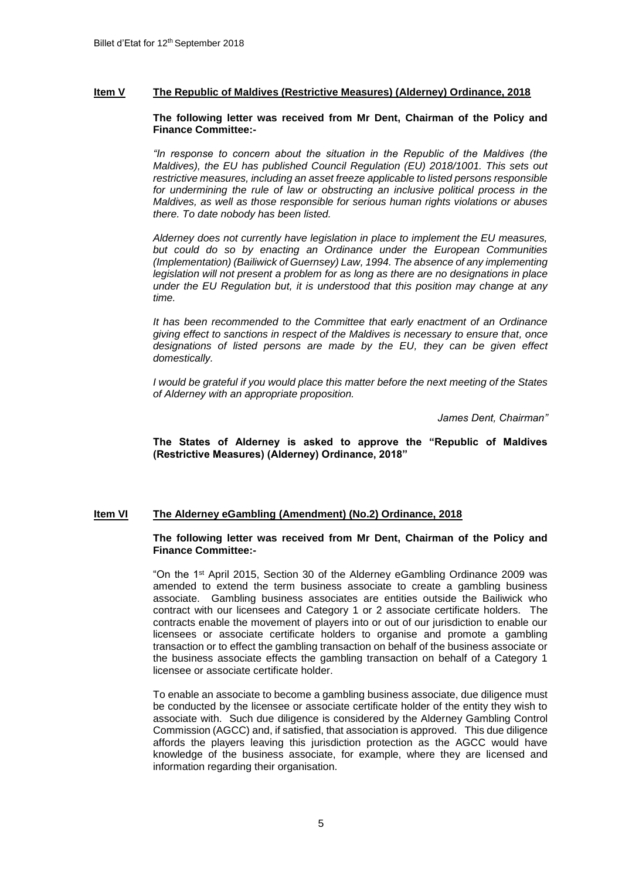## Item V The Republic of Maldives (Restrictive Measures) (Alderney) Ordinance, 2018

**The following letter was received from Mr Dent, Chairman of the Policy and Finance Committee:-**

*"In response to concern about the situation in the Republic of the Maldives (the Maldives), the EU has published Council Regulation (EU) 2018/1001. This sets out restrictive measures, including an asset freeze applicable to listed persons responsible for undermining the rule of law or obstructing an inclusive political process in the Maldives, as well as those responsible for serious human rights violations or abuses there. To date nobody has been listed.*

*Alderney does not currently have legislation in place to implement the EU measures, but could do so by enacting an Ordinance under the European Communities (Implementation) (Bailiwick of Guernsey) Law, 1994. The absence of any implementing legislation will not present a problem for as long as there are no designations in place under the EU Regulation but, it is understood that this position may change at any time.*

*It has been recommended to the Committee that early enactment of an Ordinance giving effect to sanctions in respect of the Maldives is necessary to ensure that, once designations of listed persons are made by the EU, they can be given effect domestically.*

*I would be grateful if you would place this matter before the next meeting of the States of Alderney with an appropriate proposition.*

*James Dent, Chairman"*

**The States of Alderney is asked to approve the "Republic of Maldives (Restrictive Measures) (Alderney) Ordinance, 2018"**

## Item VI The Alderney eGambling (Amendment) (No.2) Ordinance, 2018

**The following letter was received from Mr Dent, Chairman of the Policy and Finance Committee:-**

"On the 1st April 2015, Section 30 of the Alderney eGambling Ordinance 2009 was amended to extend the term business associate to create a gambling business associate. Gambling business associates are entities outside the Bailiwick who contract with our licensees and Category 1 or 2 associate certificate holders. The contracts enable the movement of players into or out of our jurisdiction to enable our licensees or associate certificate holders to organise and promote a gambling transaction or to effect the gambling transaction on behalf of the business associate or the business associate effects the gambling transaction on behalf of a Category 1 licensee or associate certificate holder.

To enable an associate to become a gambling business associate, due diligence must be conducted by the licensee or associate certificate holder of the entity they wish to associate with. Such due diligence is considered by the Alderney Gambling Control Commission (AGCC) and, if satisfied, that association is approved. This due diligence affords the players leaving this jurisdiction protection as the AGCC would have knowledge of the business associate, for example, where they are licensed and information regarding their organisation.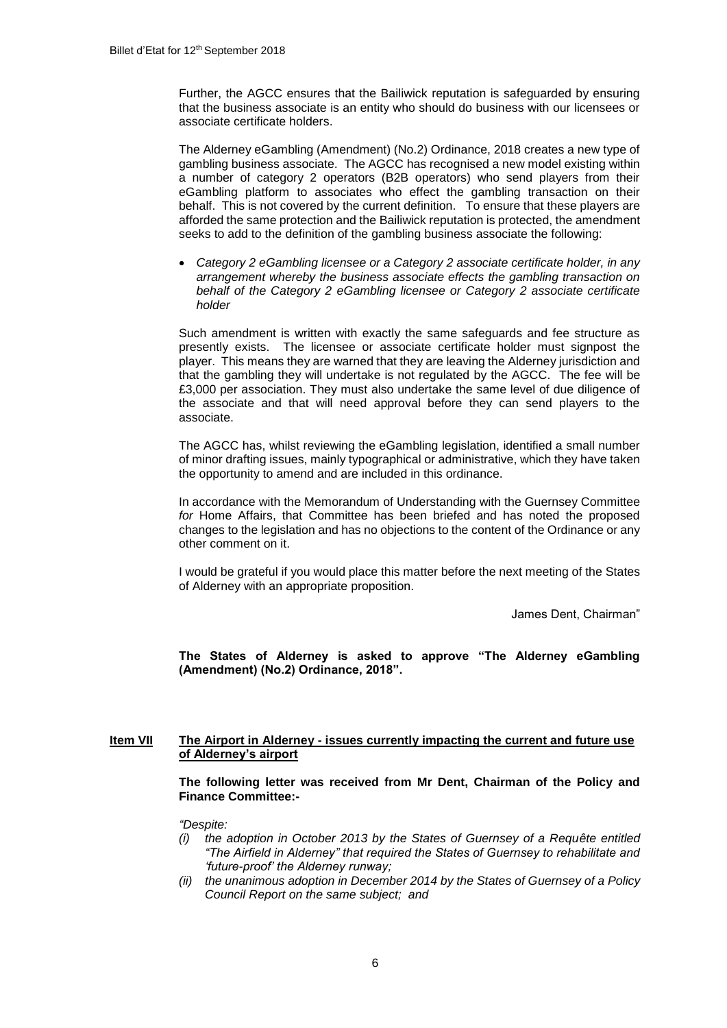Further, the AGCC ensures that the Bailiwick reputation is safeguarded by ensuring that the business associate is an entity who should do business with our licensees or associate certificate holders.

The Alderney eGambling (Amendment) (No.2) Ordinance, 2018 creates a new type of gambling business associate. The AGCC has recognised a new model existing within a number of category 2 operators (B2B operators) who send players from their eGambling platform to associates who effect the gambling transaction on their behalf. This is not covered by the current definition. To ensure that these players are afforded the same protection and the Bailiwick reputation is protected, the amendment seeks to add to the definition of the gambling business associate the following:

- *Category 2 eGambling licensee or a Category 2 associate certificate holder, in any arrangement whereby the business associate effects the gambling transaction on behalf of the Category 2 eGambling licensee or Category 2 associate certificate holder*

Such amendment is written with exactly the same safeguards and fee structure as presently exists. The licensee or associate certificate holder must signpost the player. This means they are warned that they are leaving the Alderney jurisdiction and that the gambling they will undertake is not regulated by the AGCC. The fee will be £3,000 per association. They must also undertake the same level of due diligence of the associate and that will need approval before they can send players to the associate.

The AGCC has, whilst reviewing the eGambling legislation, identified a small number of minor drafting issues, mainly typographical or administrative, which they have taken the opportunity to amend and are included in this ordinance.

In accordance with the Memorandum of Understanding with the Guernsey Committee *for* Home Affairs, that Committee has been briefed and has noted the proposed changes to the legislation and has no objections to the content of the Ordinance or any other comment on it.

I would be grateful if you would place this matter before the next meeting of the States of Alderney with an appropriate proposition.

James Dent, Chairman"

**The States of Alderney is asked to approve "The Alderney eGambling (Amendment) (No.2) Ordinance, 2018".**

## Item VII — The Airport in Alderney - issues currently impacting the current and future use of Alderney's airport

**The following letter was received from Mr Dent, Chairman of the Policy and Finance Committee:-**

*"Despite:*

*(i) the adoption in October 2013 by the States of Guernsey of a Requête entitled "The Airfield in Alderney" that required the States of Guernsey to rehabilitate and 'future-proof' the Alderney runway;*

*(ii) the unanimous adoption in December 2014 by the States of Guernsey of a Policy Council Report on the same subject; and*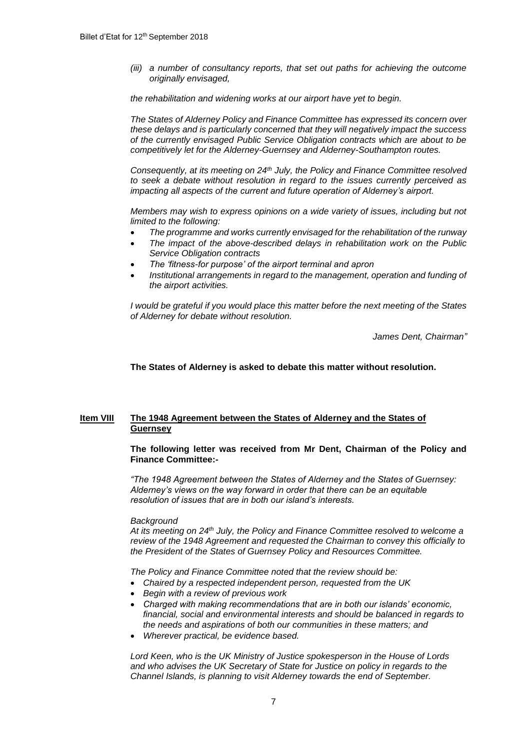*(iii) a number of consultancy reports, that set out paths for achieving the outcome originally envisaged,*

*the rehabilitation and widening works at our airport have yet to begin.*

*The States of Alderney Policy and Finance Committee has expressed its concern over these delays and is particularly concerned that they will negatively impact the success of the currently envisaged Public Service Obligation contracts which are about to be competitively let for the Alderney-Guernsey and Alderney-Southampton routes.*

*Consequently, at its meeting on 24th July, the Policy and Finance Committee resolved to seek a debate without resolution in regard to the issues currently perceived as impacting all aspects of the current and future operation of Alderney's airport.*

*Members may wish to express opinions on a wide variety of issues, including but not limited to the following:*

- *The programme and works currently envisaged for the rehabilitation of the runway*
- *The impact of the above-described delays in rehabilitation work on the Public Service Obligation contracts*
- *The 'fitness-for purpose' of the airport terminal and apron*
- *Institutional arrangements in regard to the management, operation and funding of the airport activities.*

*I would be grateful if you would place this matter before the next meeting of the States of Alderney for debate without resolution.*

*James Dent, Chairman"*

**The States of Alderney is asked to debate this matter without resolution.**

## Item VIII The 1948 Agreement between the States of Alderney and the States of Guernsey

**The following letter was received from Mr Dent, Chairman of the Policy and Finance Committee:-**

*"The 1948 Agreement between the States of Alderney and the States of Guernsey: Alderney's views on the way forward in order that there can be an equitable resolution of issues that are in both our island's interests.*

*Background*
*At its meeting on 24th July, the Policy and Finance Committee resolved to welcome a review of the 1948 Agreement and requested the Chairman to convey this officially to the President of the States of Guernsey Policy and Resources Committee.*

*The Policy and Finance Committee noted that the review should be:*

- *Chaired by a respected independent person, requested from the UK*
- *Begin with a review of previous work*
- *Charged with making recommendations that are in both our islands' economic, financial, social and environmental interests and should be balanced in regards to the needs and aspirations of both our communities in these matters; and*
- *Wherever practical, be evidence based.*

*Lord Keen, who is the UK Ministry of Justice spokesperson in the House of Lords and who advises the UK Secretary of State for Justice on policy in regards to the Channel Islands, is planning to visit Alderney towards the end of September.*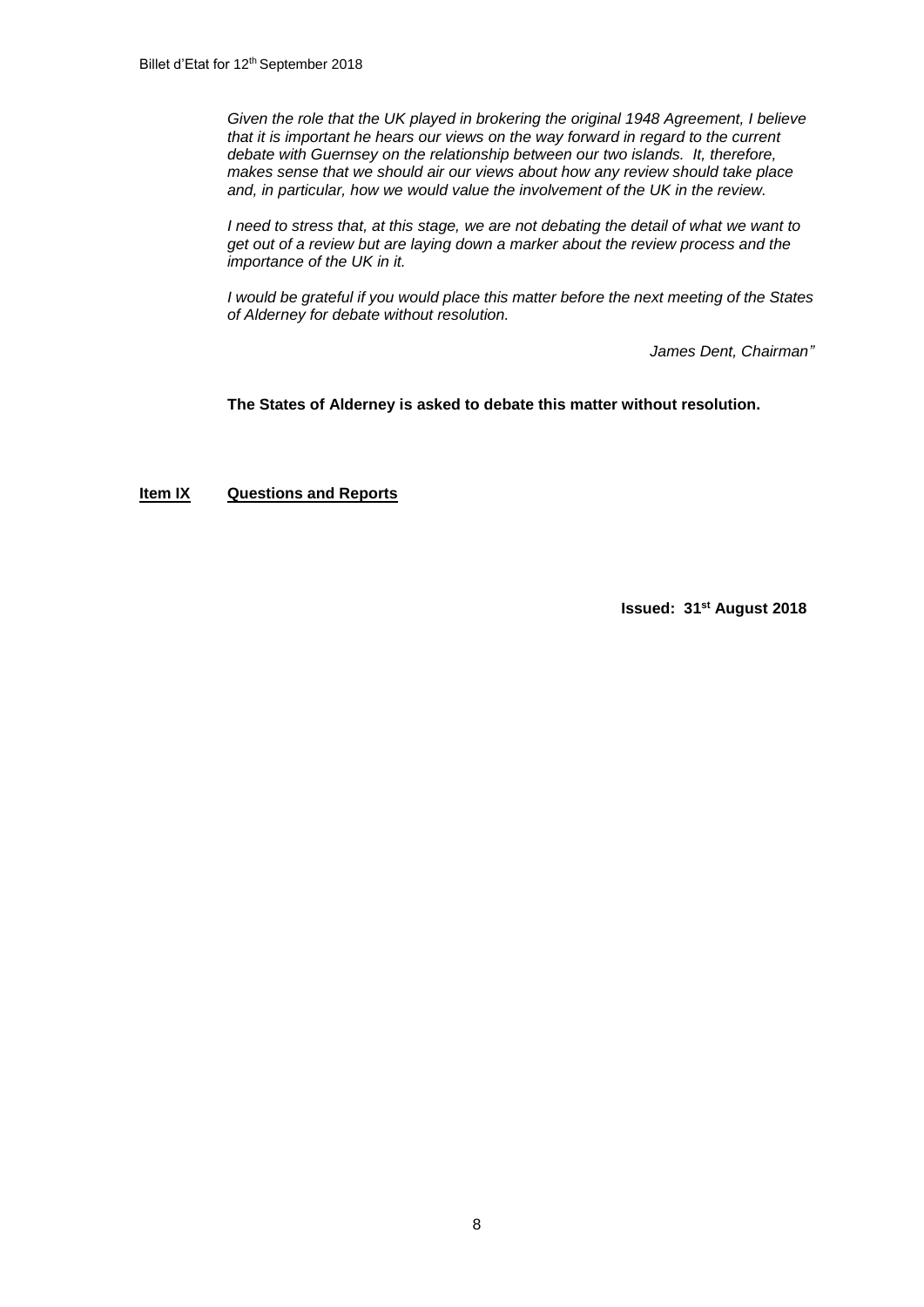*Given the role that the UK played in brokering the original 1948 Agreement, I believe that it is important he hears our views on the way forward in regard to the current debate with Guernsey on the relationship between our two islands. It, therefore, makes sense that we should air our views about how any review should take place and, in particular, how we would value the involvement of the UK in the review.*

*I need to stress that, at this stage, we are not debating the detail of what we want to get out of a review but are laying down a marker about the review process and the importance of the UK in it.*

*I would be grateful if you would place this matter before the next meeting of the States of Alderney for debate without resolution.*

*James Dent, Chairman"*

**The States of Alderney is asked to debate this matter without resolution.**

**Item IX Questions and Reports**

**Issued: 31st August 2018**